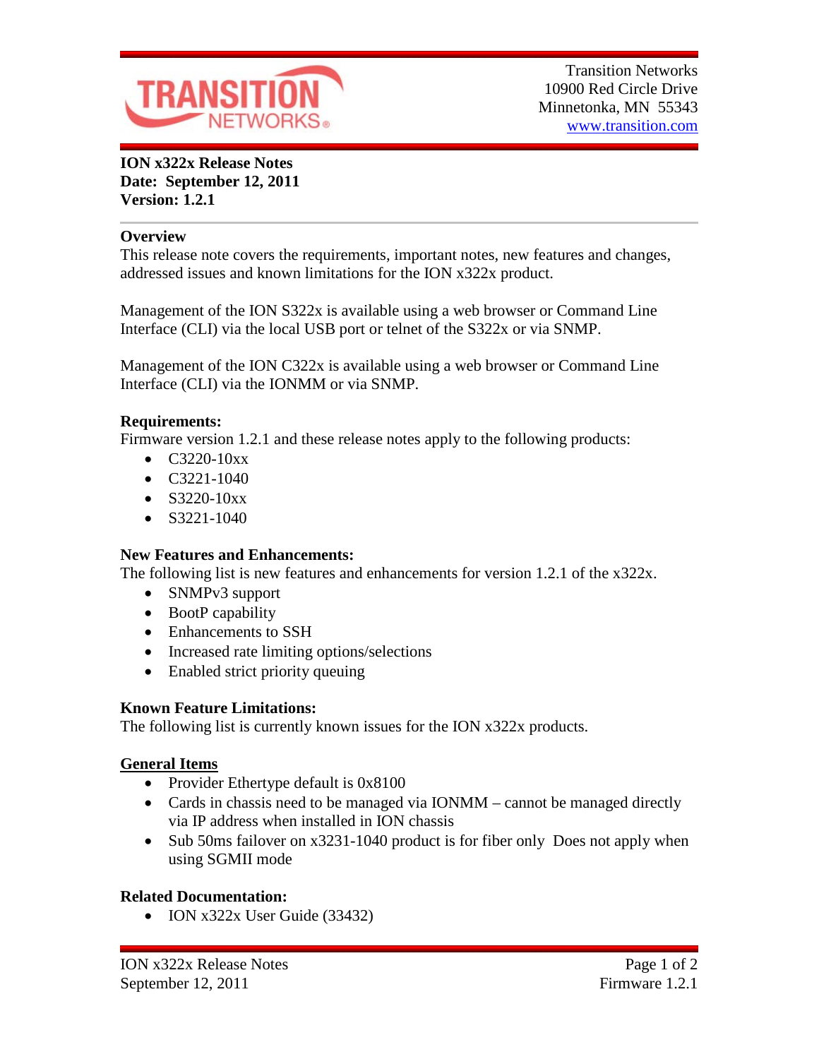Transition Networks
10900 Red Circle Drive
Minnetonka, MN 55343
www.transition.com

**ION x322x Release Notes**
**Date: September 12, 2011**
**Version: 1.2.1**

## Overview

This release note covers the requirements, important notes, new features and changes, addressed issues and known limitations for the ION x322x product.

Management of the ION S322x is available using a web browser or Command Line Interface (CLI) via the local USB port or telnet of the S322x or via SNMP.

Management of the ION C322x is available using a web browser or Command Line Interface (CLI) via the IONMM or via SNMP.

## Requirements:

Firmware version 1.2.1 and these release notes apply to the following products:

- C3220-10xx
- C3221-1040
- S3220-10xx
- S3221-1040

## New Features and Enhancements:

The following list is new features and enhancements for version 1.2.1 of the x322x.

- SNMPv3 support
- BootP capability
- Enhancements to SSH
- Increased rate limiting options/selections
- Enabled strict priority queuing

## Known Feature Limitations:

The following list is currently known issues for the ION x322x products.

### General Items

- Provider Ethertype default is 0x8100
- Cards in chassis need to be managed via IONMM – cannot be managed directly via IP address when installed in ION chassis
- Sub 50ms failover on x3231-1040 product is for fiber only Does not apply when using SGMII mode

## Related Documentation:

- ION x322x User Guide (33432)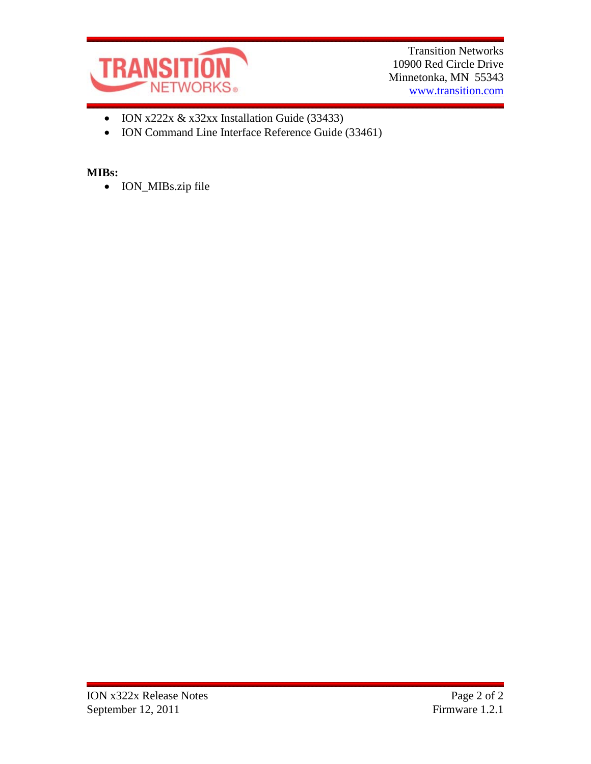- ION x222x & x32xx Installation Guide (33433)
- ION Command Line Interface Reference Guide (33461)

**MIBs:**

- ION_MIBs.zip file